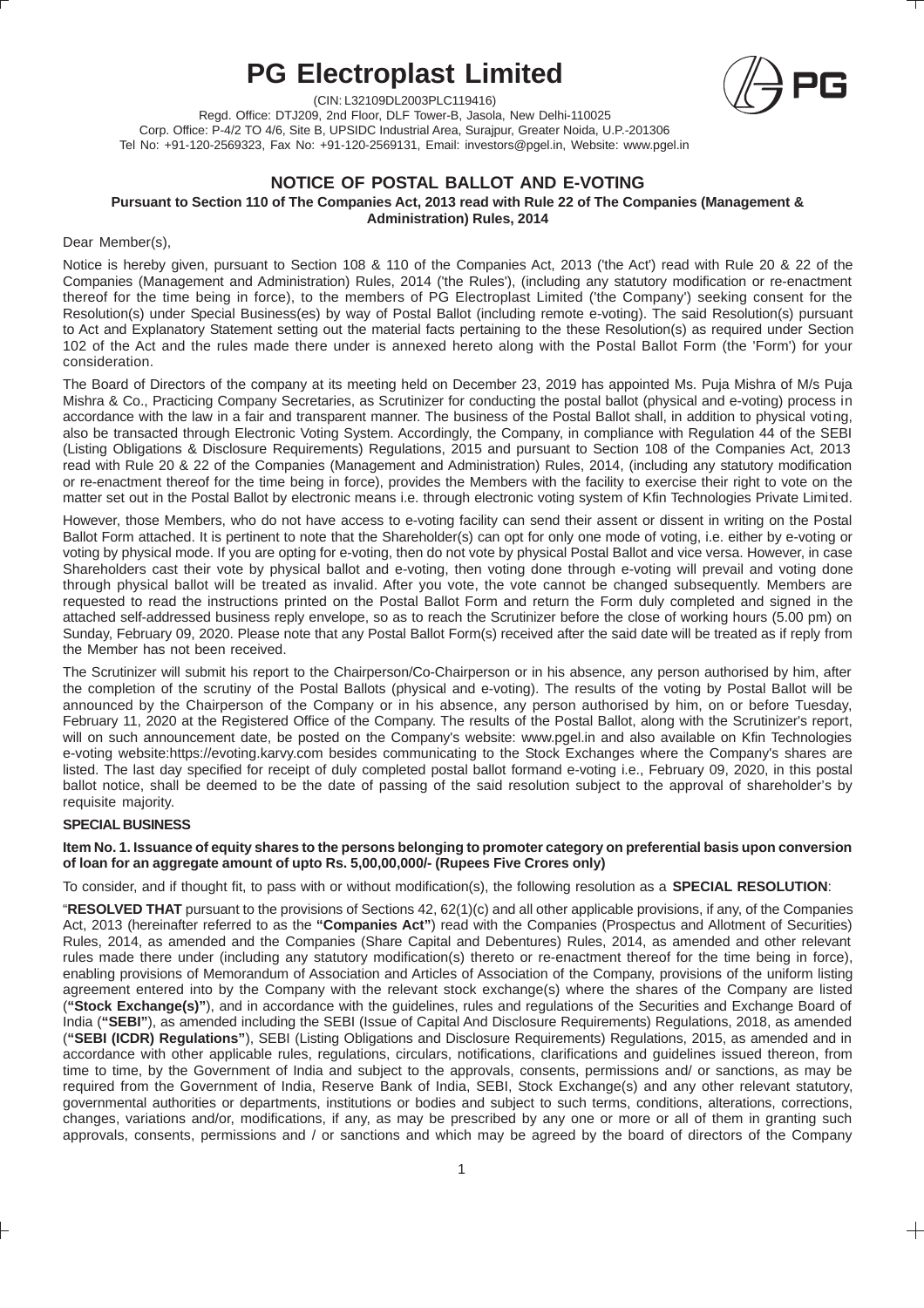# PG Electroplast Limited

(CIN: L32109DL2003PLC119416)

Regd. Office: DTJ209, 2nd Floor, DLF Tower-B, Jasola, New Delhi-110025

Corp. Office: P-4/2 TO 4/6, Site B, UPSIDC Industrial Area, Surajpur, Greater Noida, U.P.-201306

Tel No: +91-120-2569323, Fax No: +91-120-2569131, Email: investors@pgel.in, Website: www.pgel.in

## NOTICE OF POSTAL BALLOT AND E-VOTING

**Pursuant to Section 110 of The Companies Act, 2013 read with Rule 22 of The Companies (Management & Administration) Rules, 2014**

Dear Member(s),

Notice is hereby given, pursuant to Section 108 & 110 of the Companies Act, 2013 ('the Act') read with Rule 20 & 22 of the Companies (Management and Administration) Rules, 2014 ('the Rules'), (including any statutory modification or re-enactment thereof for the time being in force), to the members of PG Electroplast Limited ('the Company') seeking consent for the Resolution(s) under Special Business(es) by way of Postal Ballot (including remote e-voting). The said Resolution(s) pursuant to Act and Explanatory Statement setting out the material facts pertaining to the these Resolution(s) as required under Section 102 of the Act and the rules made there under is annexed hereto along with the Postal Ballot Form (the 'Form') for your consideration.

The Board of Directors of the company at its meeting held on December 23, 2019 has appointed Ms. Puja Mishra of M/s Puja Mishra & Co., Practicing Company Secretaries, as Scrutinizer for conducting the postal ballot (physical and e-voting) process in accordance with the law in a fair and transparent manner. The business of the Postal Ballot shall, in addition to physical voting, also be transacted through Electronic Voting System. Accordingly, the Company, in compliance with Regulation 44 of the SEBI (Listing Obligations & Disclosure Requirements) Regulations, 2015 and pursuant to Section 108 of the Companies Act, 2013 read with Rule 20 & 22 of the Companies (Management and Administration) Rules, 2014, (including any statutory modification or re-enactment thereof for the time being in force), provides the Members with the facility to exercise their right to vote on the matter set out in the Postal Ballot by electronic means i.e. through electronic voting system of Kfin Technologies Private Limited.

However, those Members, who do not have access to e-voting facility can send their assent or dissent in writing on the Postal Ballot Form attached. It is pertinent to note that the Shareholder(s) can opt for only one mode of voting, i.e. either by e-voting or voting by physical mode. If you are opting for e-voting, then do not vote by physical Postal Ballot and vice versa. However, in case Shareholders cast their vote by physical ballot and e-voting, then voting done through e-voting will prevail and voting done through physical ballot will be treated as invalid. After you vote, the vote cannot be changed subsequently. Members are requested to read the instructions printed on the Postal Ballot Form and return the Form duly completed and signed in the attached self-addressed business reply envelope, so as to reach the Scrutinizer before the close of working hours (5.00 pm) on Sunday, February 09, 2020. Please note that any Postal Ballot Form(s) received after the said date will be treated as if reply from the Member has not been received.

The Scrutinizer will submit his report to the Chairperson/Co-Chairperson or in his absence, any person authorised by him, after the completion of the scrutiny of the Postal Ballots (physical and e-voting). The results of the voting by Postal Ballot will be announced by the Chairperson of the Company or in his absence, any person authorised by him, on or before Tuesday, February 11, 2020 at the Registered Office of the Company. The results of the Postal Ballot, along with the Scrutinizer's report, will on such announcement date, be posted on the Company's website: www.pgel.in and also available on Kfin Technologies e-voting website:https://evoting.karvy.com besides communicating to the Stock Exchanges where the Company's shares are listed. The last day specified for receipt of duly completed postal ballot formand e-voting i.e., February 09, 2020, in this postal ballot notice, shall be deemed to be the date of passing of the said resolution subject to the approval of shareholder's by requisite majority.

### SPECIAL BUSINESS

**Item No. 1. Issuance of equity shares to the persons belonging to promoter category on preferential basis upon conversion of loan for an aggregate amount of upto Rs. 5,00,00,000/- (Rupees Five Crores only)**

To consider, and if thought fit, to pass with or without modification(s), the following resolution as a **SPECIAL RESOLUTION**:

"**RESOLVED THAT** pursuant to the provisions of Sections 42, 62(1)(c) and all other applicable provisions, if any, of the Companies Act, 2013 (hereinafter referred to as the **"Companies Act"**) read with the Companies (Prospectus and Allotment of Securities) Rules, 2014, as amended and the Companies (Share Capital and Debentures) Rules, 2014, as amended and other relevant rules made there under (including any statutory modification(s) thereto or re-enactment thereof for the time being in force), enabling provisions of Memorandum of Association and Articles of Association of the Company, provisions of the uniform listing agreement entered into by the Company with the relevant stock exchange(s) where the shares of the Company are listed (**"Stock Exchange(s)"**), and in accordance with the guidelines, rules and regulations of the Securities and Exchange Board of India (**"SEBI"**), as amended including the SEBI (Issue of Capital And Disclosure Requirements) Regulations, 2018, as amended (**"SEBI (ICDR) Regulations"**), SEBI (Listing Obligations and Disclosure Requirements) Regulations, 2015, as amended and in accordance with other applicable rules, regulations, circulars, notifications, clarifications and guidelines issued thereon, from time to time, by the Government of India and subject to the approvals, consents, permissions and/ or sanctions, as may be required from the Government of India, Reserve Bank of India, SEBI, Stock Exchange(s) and any other relevant statutory, governmental authorities or departments, institutions or bodies and subject to such terms, conditions, alterations, corrections, changes, variations and/or, modifications, if any, as may be prescribed by any one or more or all of them in granting such approvals, consents, permissions and / or sanctions and which may be agreed by the board of directors of the Company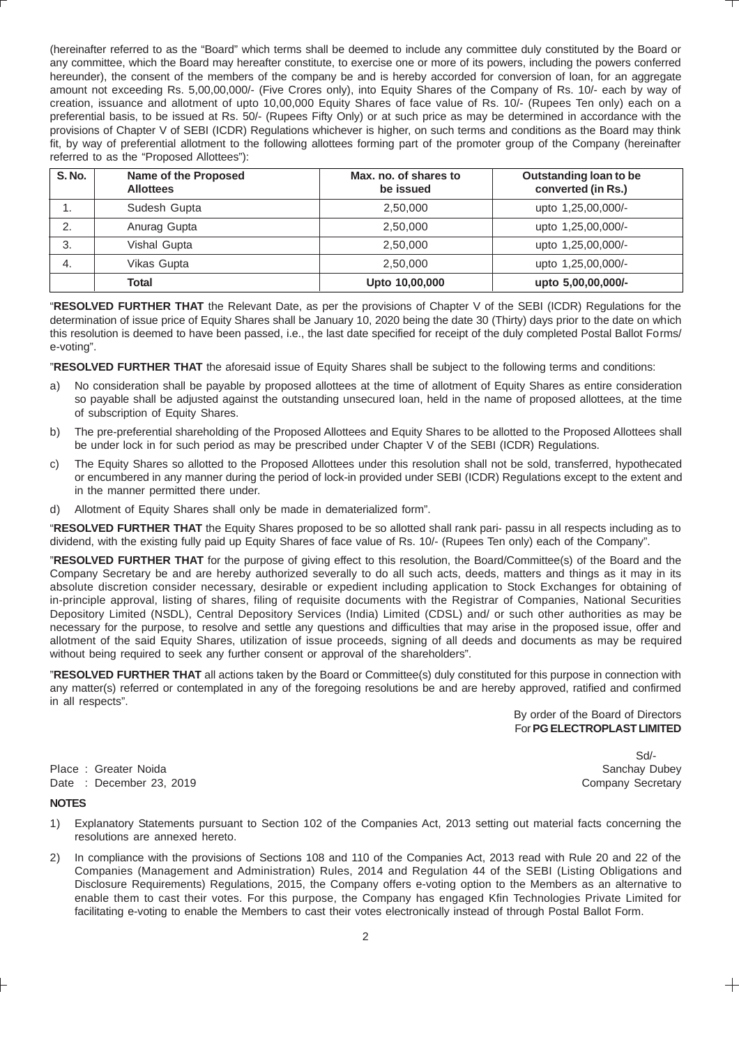(hereinafter referred to as the "Board" which terms shall be deemed to include any committee duly constituted by the Board or any committee, which the Board may hereafter constitute, to exercise one or more of its powers, including the powers conferred hereunder), the consent of the members of the company be and is hereby accorded for conversion of loan, for an aggregate amount not exceeding Rs. 5,00,00,000/- (Five Crores only), into Equity Shares of the Company of Rs. 10/- each by way of creation, issuance and allotment of upto 10,00,000 Equity Shares of face value of Rs. 10/- (Rupees Ten only) each on a preferential basis, to be issued at Rs. 50/- (Rupees Fifty Only) or at such price as may be determined in accordance with the provisions of Chapter V of SEBI (ICDR) Regulations whichever is higher, on such terms and conditions as the Board may think fit, by way of preferential allotment to the following allottees forming part of the promoter group of the Company (hereinafter referred to as the "Proposed Allottees"):

| S. No. | Name of the Proposed Allottees | Max. no. of shares to be issued | Outstanding loan to be converted (in Rs.) |
|---|---|---|---|
| 1. | Sudesh Gupta | 2,50,000 | upto 1,25,00,000/- |
| 2. | Anurag Gupta | 2,50,000 | upto 1,25,00,000/- |
| 3. | Vishal Gupta | 2,50,000 | upto 1,25,00,000/- |
| 4. | Vikas Gupta | 2,50,000 | upto 1,25,00,000/- |
| | **Total** | **Upto 10,00,000** | **upto 5,00,00,000/-** |

"**RESOLVED FURTHER THAT** the Relevant Date, as per the provisions of Chapter V of the SEBI (ICDR) Regulations for the determination of issue price of Equity Shares shall be January 10, 2020 being the date 30 (Thirty) days prior to the date on which this resolution is deemed to have been passed, i.e., the last date specified for receipt of the duly completed Postal Ballot Forms/ e-voting".

"**RESOLVED FURTHER THAT** the aforesaid issue of Equity Shares shall be subject to the following terms and conditions:

a) No consideration shall be payable by proposed allottees at the time of allotment of Equity Shares as entire consideration so payable shall be adjusted against the outstanding unsecured loan, held in the name of proposed allottees, at the time of subscription of Equity Shares.

b) The pre-preferential shareholding of the Proposed Allottees and Equity Shares to be allotted to the Proposed Allottees shall be under lock in for such period as may be prescribed under Chapter V of the SEBI (ICDR) Regulations.

c) The Equity Shares so allotted to the Proposed Allottees under this resolution shall not be sold, transferred, hypothecated or encumbered in any manner during the period of lock-in provided under SEBI (ICDR) Regulations except to the extent and in the manner permitted there under.

d) Allotment of Equity Shares shall only be made in dematerialized form".

"**RESOLVED FURTHER THAT** the Equity Shares proposed to be so allotted shall rank pari- passu in all respects including as to dividend, with the existing fully paid up Equity Shares of face value of Rs. 10/- (Rupees Ten only) each of the Company".

"**RESOLVED FURTHER THAT** for the purpose of giving effect to this resolution, the Board/Committee(s) of the Board and the Company Secretary be and are hereby authorized severally to do all such acts, deeds, matters and things as it may in its absolute discretion consider necessary, desirable or expedient including application to Stock Exchanges for obtaining of in-principle approval, listing of shares, filing of requisite documents with the Registrar of Companies, National Securities Depository Limited (NSDL), Central Depository Services (India) Limited (CDSL) and/ or such other authorities as may be necessary for the purpose, to resolve and settle any questions and difficulties that may arise in the proposed issue, offer and allotment of the said Equity Shares, utilization of issue proceeds, signing of all deeds and documents as may be required without being required to seek any further consent or approval of the shareholders".

"**RESOLVED FURTHER THAT** all actions taken by the Board or Committee(s) duly constituted for this purpose in connection with any matter(s) referred or contemplated in any of the foregoing resolutions be and are hereby approved, ratified and confirmed in all respects".

By order of the Board of Directors
For **PG ELECTROPLAST LIMITED**

Sd/-
Sanchay Dubey
Company Secretary

Place : Greater Noida
Date : December 23, 2019

**NOTES**

1) Explanatory Statements pursuant to Section 102 of the Companies Act, 2013 setting out material facts concerning the resolutions are annexed hereto.

2) In compliance with the provisions of Sections 108 and 110 of the Companies Act, 2013 read with Rule 20 and 22 of the Companies (Management and Administration) Rules, 2014 and Regulation 44 of the SEBI (Listing Obligations and Disclosure Requirements) Regulations, 2015, the Company offers e-voting option to the Members as an alternative to enable them to cast their votes. For this purpose, the Company has engaged Kfin Technologies Private Limited for facilitating e-voting to enable the Members to cast their votes electronically instead of through Postal Ballot Form.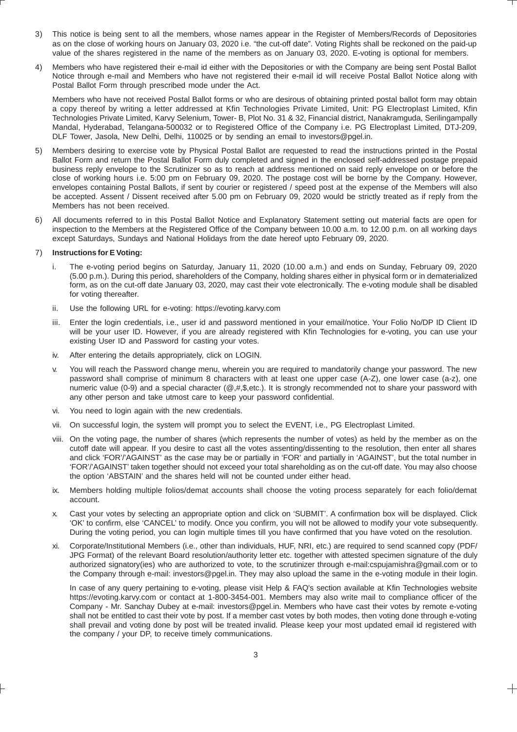3) This notice is being sent to all the members, whose names appear in the Register of Members/Records of Depositories as on the close of working hours on January 03, 2020 i.e. "the cut-off date". Voting Rights shall be reckoned on the paid-up value of the shares registered in the name of the members as on January 03, 2020. E-voting is optional for members.

4) Members who have registered their e-mail id either with the Depositories or with the Company are being sent Postal Ballot Notice through e-mail and Members who have not registered their e-mail id will receive Postal Ballot Notice along with Postal Ballot Form through prescribed mode under the Act.

   Members who have not received Postal Ballot forms or who are desirous of obtaining printed postal ballot form may obtain a copy thereof by writing a letter addressed at Kfin Technologies Private Limited, Unit: PG Electroplast Limited, Kfin Technologies Private Limited, Karvy Selenium, Tower- B, Plot No. 31 & 32, Financial district, Nanakramguda, Serilingampally Mandal, Hyderabad, Telangana-500032 or to Registered Office of the Company i.e. PG Electroplast Limited, DTJ-209, DLF Tower, Jasola, New Delhi, Delhi, 110025 or by sending an email to investors@pgel.in.

5) Members desiring to exercise vote by Physical Postal Ballot are requested to read the instructions printed in the Postal Ballot Form and return the Postal Ballot Form duly completed and signed in the enclosed self-addressed postage prepaid business reply envelope to the Scrutinizer so as to reach at address mentioned on said reply envelope on or before the close of working hours i.e. 5:00 pm on February 09, 2020. The postage cost will be borne by the Company. However, envelopes containing Postal Ballots, if sent by courier or registered / speed post at the expense of the Members will also be accepted. Assent / Dissent received after 5.00 pm on February 09, 2020 would be strictly treated as if reply from the Members has not been received.

6) All documents referred to in this Postal Ballot Notice and Explanatory Statement setting out material facts are open for inspection to the Members at the Registered Office of the Company between 10.00 a.m. to 12.00 p.m. on all working days except Saturdays, Sundays and National Holidays from the date hereof upto February 09, 2020.

7) **Instructions for E Voting:**

   i. The e-voting period begins on Saturday, January 11, 2020 (10.00 a.m.) and ends on Sunday, February 09, 2020 (5.00 p.m.). During this period, shareholders of the Company, holding shares either in physical form or in dematerialized form, as on the cut-off date January 03, 2020, may cast their vote electronically. The e-voting module shall be disabled for voting thereafter.

   ii. Use the following URL for e-voting: https://evoting.karvy.com

   iii. Enter the login credentials, i.e., user id and password mentioned in your email/notice. Your Folio No/DP ID Client ID will be your user ID. However, if you are already registered with Kfin Technologies for e-voting, you can use your existing User ID and Password for casting your votes.

   iv. After entering the details appropriately, click on LOGIN.

   v. You will reach the Password change menu, wherein you are required to mandatorily change your password. The new password shall comprise of minimum 8 characters with at least one upper case (A-Z), one lower case (a-z), one numeric value (0-9) and a special character (@,#,$,etc.). It is strongly recommended not to share your password with any other person and take utmost care to keep your password confidential.

   vi. You need to login again with the new credentials.

   vii. On successful login, the system will prompt you to select the EVENT, i.e., PG Electroplast Limited.

   viii. On the voting page, the number of shares (which represents the number of votes) as held by the member as on the cutoff date will appear. If you desire to cast all the votes assenting/dissenting to the resolution, then enter all shares and click 'FOR'/'AGAINST' as the case may be or partially in 'FOR' and partially in 'AGAINST', but the total number in 'FOR'/'AGAINST' taken together should not exceed your total shareholding as on the cut-off date. You may also choose the option 'ABSTAIN' and the shares held will not be counted under either head.

   ix. Members holding multiple folios/demat accounts shall choose the voting process separately for each folio/demat account.

   x. Cast your votes by selecting an appropriate option and click on 'SUBMIT'. A confirmation box will be displayed. Click 'OK' to confirm, else 'CANCEL' to modify. Once you confirm, you will not be allowed to modify your vote subsequently. During the voting period, you can login multiple times till you have confirmed that you have voted on the resolution.

   xi. Corporate/Institutional Members (i.e., other than individuals, HUF, NRI, etc.) are required to send scanned copy (PDF/ JPG Format) of the relevant Board resolution/authority letter etc. together with attested specimen signature of the duly authorized signatory(ies) who are authorized to vote, to the scrutinizer through e-mail:cspujamishra@gmail.com or to the Company through e-mail: investors@pgel.in. They may also upload the same in the e-voting module in their login.

   In case of any query pertaining to e-voting, please visit Help & FAQ's section available at Kfin Technologies website https://evoting.karvy.com or contact at 1-800-3454-001. Members may also write mail to compliance officer of the Company - Mr. Sanchay Dubey at e-mail: investors@pgel.in. Members who have cast their votes by remote e-voting shall not be entitled to cast their vote by post. If a member cast votes by both modes, then voting done through e-voting shall prevail and voting done by post will be treated invalid. Please keep your most updated email id registered with the company / your DP, to receive timely communications.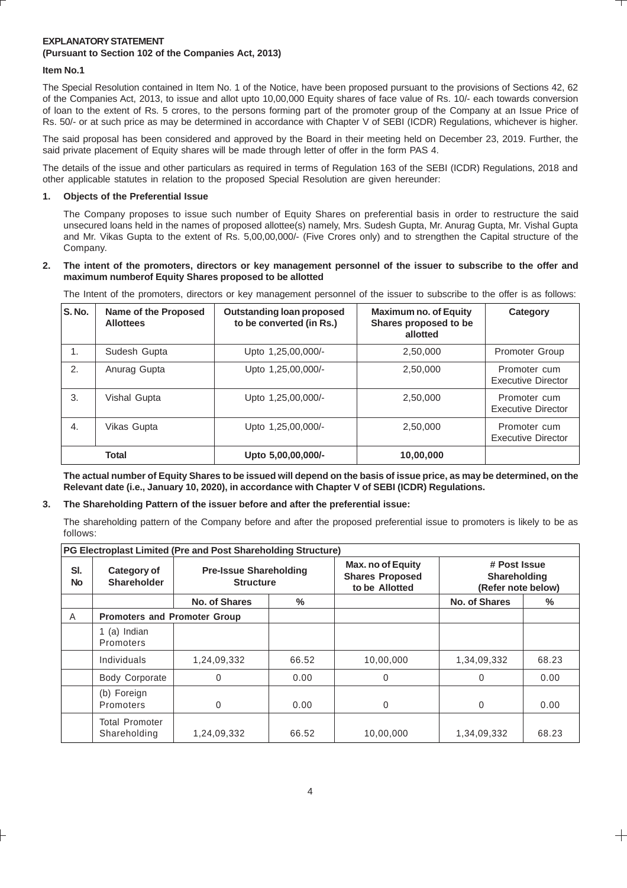**EXPLANATORY STATEMENT**
**(Pursuant to Section 102 of the Companies Act, 2013)**

**Item No.1**

The Special Resolution contained in Item No. 1 of the Notice, have been proposed pursuant to the provisions of Sections 42, 62 of the Companies Act, 2013, to issue and allot upto 10,00,000 Equity shares of face value of Rs. 10/- each towards conversion of loan to the extent of Rs. 5 crores, to the persons forming part of the promoter group of the Company at an Issue Price of Rs. 50/- or at such price as may be determined in accordance with Chapter V of SEBI (ICDR) Regulations, whichever is higher.

The said proposal has been considered and approved by the Board in their meeting held on December 23, 2019. Further, the said private placement of Equity shares will be made through letter of offer in the form PAS 4.

The details of the issue and other particulars as required in terms of Regulation 163 of the SEBI (ICDR) Regulations, 2018 and other applicable statutes in relation to the proposed Special Resolution are given hereunder:

1. **Objects of the Preferential Issue**

   The Company proposes to issue such number of Equity Shares on preferential basis in order to restructure the said unsecured loans held in the names of proposed allottee(s) namely, Mrs. Sudesh Gupta, Mr. Anurag Gupta, Mr. Vishal Gupta and Mr. Vikas Gupta to the extent of Rs. 5,00,00,000/- (Five Crores only) and to strengthen the Capital structure of the Company.

2. **The intent of the promoters, directors or key management personnel of the issuer to subscribe to the offer and maximum numberof Equity Shares proposed to be allotted**

   The Intent of the promoters, directors or key management personnel of the issuer to subscribe to the offer is as follows:

| S. No. | Name of the Proposed Allottees | Outstanding loan proposed to be converted (in Rs.) | Maximum no. of Equity Shares proposed to be allotted | Category |
|---|---|---|---|---|
| 1. | Sudesh Gupta | Upto 1,25,00,000/- | 2,50,000 | Promoter Group |
| 2. | Anurag Gupta | Upto 1,25,00,000/- | 2,50,000 | Promoter cum Executive Director |
| 3. | Vishal Gupta | Upto 1,25,00,000/- | 2,50,000 | Promoter cum Executive Director |
| 4. | Vikas Gupta | Upto 1,25,00,000/- | 2,50,000 | Promoter cum Executive Director |
| | **Total** | **Upto 5,00,00,000/-** | **10,00,000** | |

   **The actual number of Equity Shares to be issued will depend on the basis of issue price, as may be determined, on the Relevant date (i.e., January 10, 2020), in accordance with Chapter V of SEBI (ICDR) Regulations.**

3. **The Shareholding Pattern of the issuer before and after the preferential issue:**

   The shareholding pattern of the Company before and after the proposed preferential issue to promoters is likely to be as follows:

| **PG Electroplast Limited (Pre and Post Shareholding Structure)** | | | | | | |
|---|---|---|---|---|---|---|
| **Sl. No** | **Category of Shareholder** | **Pre-Issue Shareholding Structure** | | **Max. no of Equity Shares Proposed to be Allotted** | **# Post Issue Shareholding (Refer note below)** | |
| | | **No. of Shares** | **%** | | **No. of Shares** | **%** |
| A | **Promoters and Promoter Group** | | | | | |
| | 1 (a) Indian Promoters | | | | | |
| | Individuals | 1,24,09,332 | 66.52 | 10,00,000 | 1,34,09,332 | 68.23 |
| | Body Corporate | 0 | 0.00 | 0 | 0 | 0.00 |
| | (b) Foreign Promoters | 0 | 0.00 | 0 | 0 | 0.00 |
| | Total Promoter Shareholding | 1,24,09,332 | 66.52 | 10,00,000 | 1,34,09,332 | 68.23 |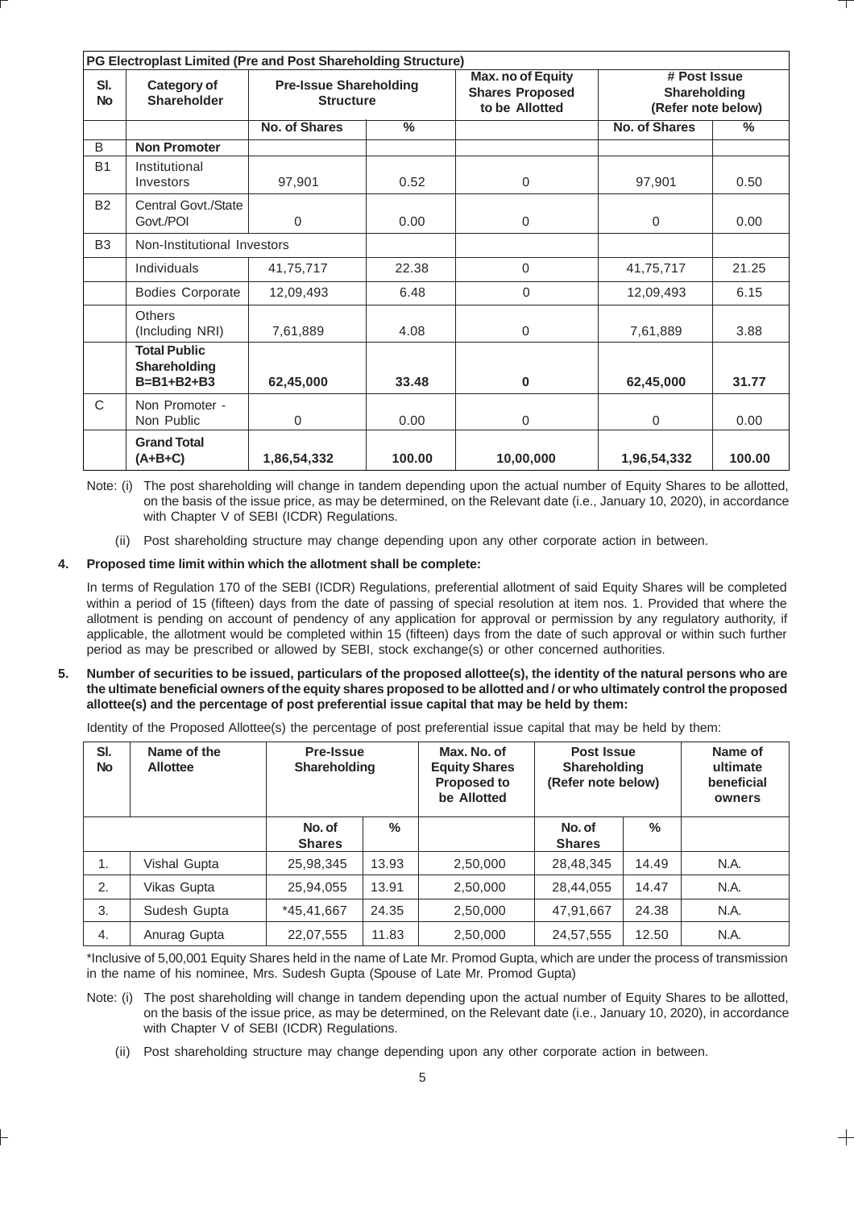| PG Electroplast Limited (Pre and Post Shareholding Structure) | | | | | | |
|---|---|---|---|---|---|---|
| Sl. No | Category of Shareholder | Pre-Issue Shareholding Structure | | Max. no of Equity Shares Proposed to be Allotted | # Post Issue Shareholding (Refer note below) | |
| | | No. of Shares | % | | No. of Shares | % |
| B | **Non Promoter** | | | | | |
| B1 | Institutional Investors | 97,901 | 0.52 | 0 | 97,901 | 0.50 |
| B2 | Central Govt./State Govt./POI | 0 | 0.00 | 0 | 0 | 0.00 |
| B3 | Non-Institutional Investors | | | | | |
| | Individuals | 41,75,717 | 22.38 | 0 | 41,75,717 | 21.25 |
| | Bodies Corporate | 12,09,493 | 6.48 | 0 | 12,09,493 | 6.15 |
| | Others (Including NRI) | 7,61,889 | 4.08 | 0 | 7,61,889 | 3.88 |
| | **Total Public Shareholding B=B1+B2+B3** | **62,45,000** | **33.48** | **0** | **62,45,000** | **31.77** |
| C | Non Promoter - Non Public | 0 | 0.00 | 0 | 0 | 0.00 |
| | **Grand Total (A+B+C)** | **1,86,54,332** | **100.00** | **10,00,000** | **1,96,54,332** | **100.00** |

Note: (i) The post shareholding will change in tandem depending upon the actual number of Equity Shares to be allotted, on the basis of the issue price, as may be determined, on the Relevant date (i.e., January 10, 2020), in accordance with Chapter V of SEBI (ICDR) Regulations.

(ii) Post shareholding structure may change depending upon any other corporate action in between.

**4. Proposed time limit within which the allotment shall be complete:**

In terms of Regulation 170 of the SEBI (ICDR) Regulations, preferential allotment of said Equity Shares will be completed within a period of 15 (fifteen) days from the date of passing of special resolution at item nos. 1. Provided that where the allotment is pending on account of pendency of any application for approval or permission by any regulatory authority, if applicable, the allotment would be completed within 15 (fifteen) days from the date of such approval or within such further period as may be prescribed or allowed by SEBI, stock exchange(s) or other concerned authorities.

**5. Number of securities to be issued, particulars of the proposed allottee(s), the identity of the natural persons who are the ultimate beneficial owners of the equity shares proposed to be allotted and / or who ultimately control the proposed allottee(s) and the percentage of post preferential issue capital that may be held by them:**

Identity of the Proposed Allottee(s) the percentage of post preferential issue capital that may be held by them:

| Sl. No | Name of the Allottee | Pre-Issue Shareholding | | Max. No. of Equity Shares Proposed to be Allotted | Post Issue Shareholding (Refer note below) | | Name of ultimate beneficial owners |
|---|---|---|---|---|---|---|---|
| | | No. of Shares | % | | No. of Shares | % | |
| 1. | Vishal Gupta | 25,98,345 | 13.93 | 2,50,000 | 28,48,345 | 14.49 | N.A. |
| 2. | Vikas Gupta | 25,94,055 | 13.91 | 2,50,000 | 28,44,055 | 14.47 | N.A. |
| 3. | Sudesh Gupta | *45,41,667 | 24.35 | 2,50,000 | 47,91,667 | 24.38 | N.A. |
| 4. | Anurag Gupta | 22,07,555 | 11.83 | 2,50,000 | 24,57,555 | 12.50 | N.A. |

*Inclusive of 5,00,001 Equity Shares held in the name of Late Mr. Promod Gupta, which are under the process of transmission in the name of his nominee, Mrs. Sudesh Gupta (Spouse of Late Mr. Promod Gupta)

Note: (i) The post shareholding will change in tandem depending upon the actual number of Equity Shares to be allotted, on the basis of the issue price, as may be determined, on the Relevant date (i.e., January 10, 2020), in accordance with Chapter V of SEBI (ICDR) Regulations.

(ii) Post shareholding structure may change depending upon any other corporate action in between.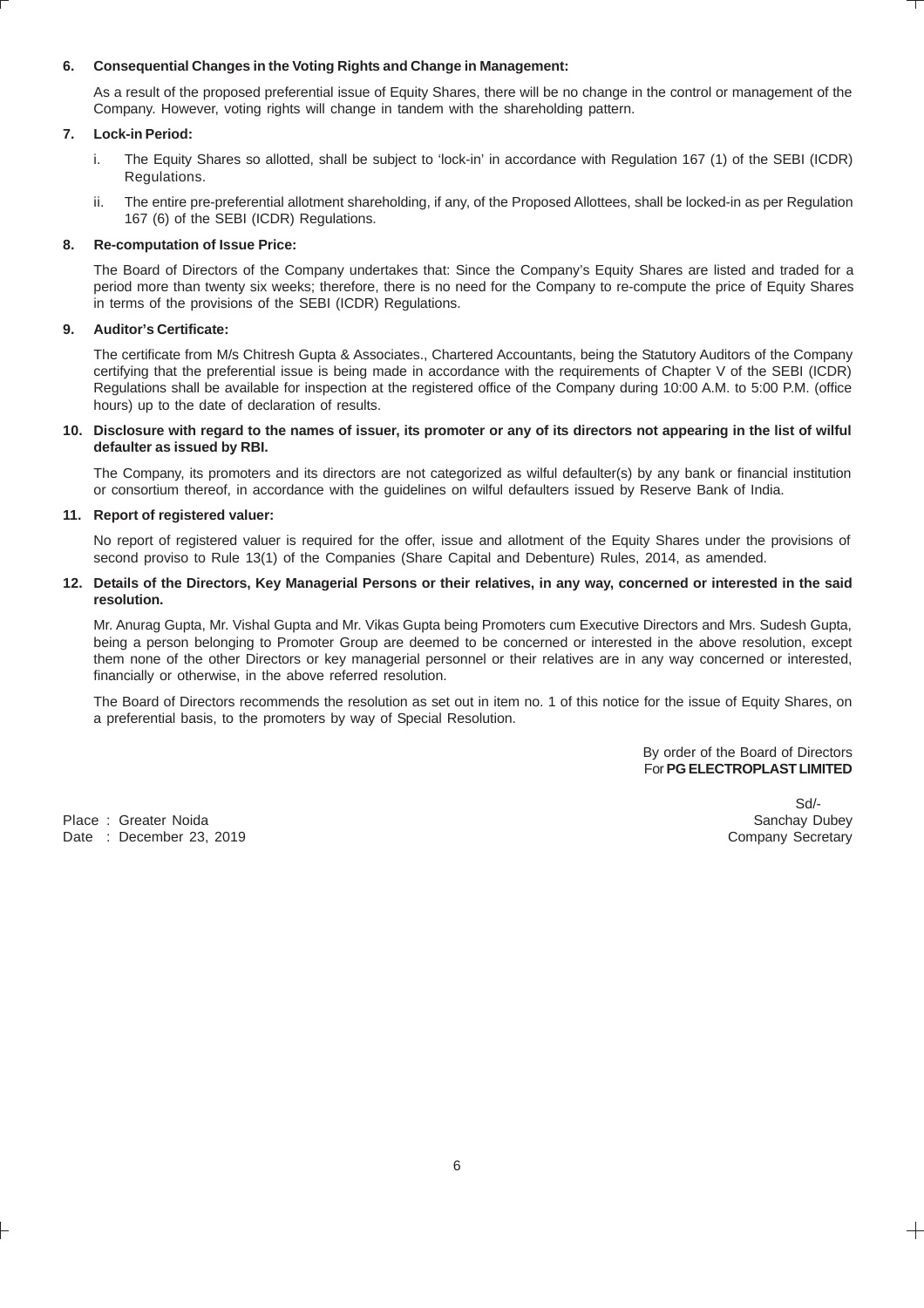**6. Consequential Changes in the Voting Rights and Change in Management:**

As a result of the proposed preferential issue of Equity Shares, there will be no change in the control or management of the Company. However, voting rights will change in tandem with the shareholding pattern.

**7. Lock-in Period:**

i. The Equity Shares so allotted, shall be subject to 'lock-in' in accordance with Regulation 167 (1) of the SEBI (ICDR) Regulations.

ii. The entire pre-preferential allotment shareholding, if any, of the Proposed Allottees, shall be locked-in as per Regulation 167 (6) of the SEBI (ICDR) Regulations.

**8. Re-computation of Issue Price:**

The Board of Directors of the Company undertakes that: Since the Company's Equity Shares are listed and traded for a period more than twenty six weeks; therefore, there is no need for the Company to re-compute the price of Equity Shares in terms of the provisions of the SEBI (ICDR) Regulations.

**9. Auditor's Certificate:**

The certificate from M/s Chitresh Gupta & Associates., Chartered Accountants, being the Statutory Auditors of the Company certifying that the preferential issue is being made in accordance with the requirements of Chapter V of the SEBI (ICDR) Regulations shall be available for inspection at the registered office of the Company during 10:00 A.M. to 5:00 P.M. (office hours) up to the date of declaration of results.

**10. Disclosure with regard to the names of issuer, its promoter or any of its directors not appearing in the list of wilful defaulter as issued by RBI.**

The Company, its promoters and its directors are not categorized as wilful defaulter(s) by any bank or financial institution or consortium thereof, in accordance with the guidelines on wilful defaulters issued by Reserve Bank of India.

**11. Report of registered valuer:**

No report of registered valuer is required for the offer, issue and allotment of the Equity Shares under the provisions of second proviso to Rule 13(1) of the Companies (Share Capital and Debenture) Rules, 2014, as amended.

**12. Details of the Directors, Key Managerial Persons or their relatives, in any way, concerned or interested in the said resolution.**

Mr. Anurag Gupta, Mr. Vishal Gupta and Mr. Vikas Gupta being Promoters cum Executive Directors and Mrs. Sudesh Gupta, being a person belonging to Promoter Group are deemed to be concerned or interested in the above resolution, except them none of the other Directors or key managerial personnel or their relatives are in any way concerned or interested, financially or otherwise, in the above referred resolution.

The Board of Directors recommends the resolution as set out in item no. 1 of this notice for the issue of Equity Shares, on a preferential basis, to the promoters by way of Special Resolution.

By order of the Board of Directors
For **PG ELECTROPLAST LIMITED**

Sd/-
Sanchay Dubey
Company Secretary

Place : Greater Noida
Date : December 23, 2019